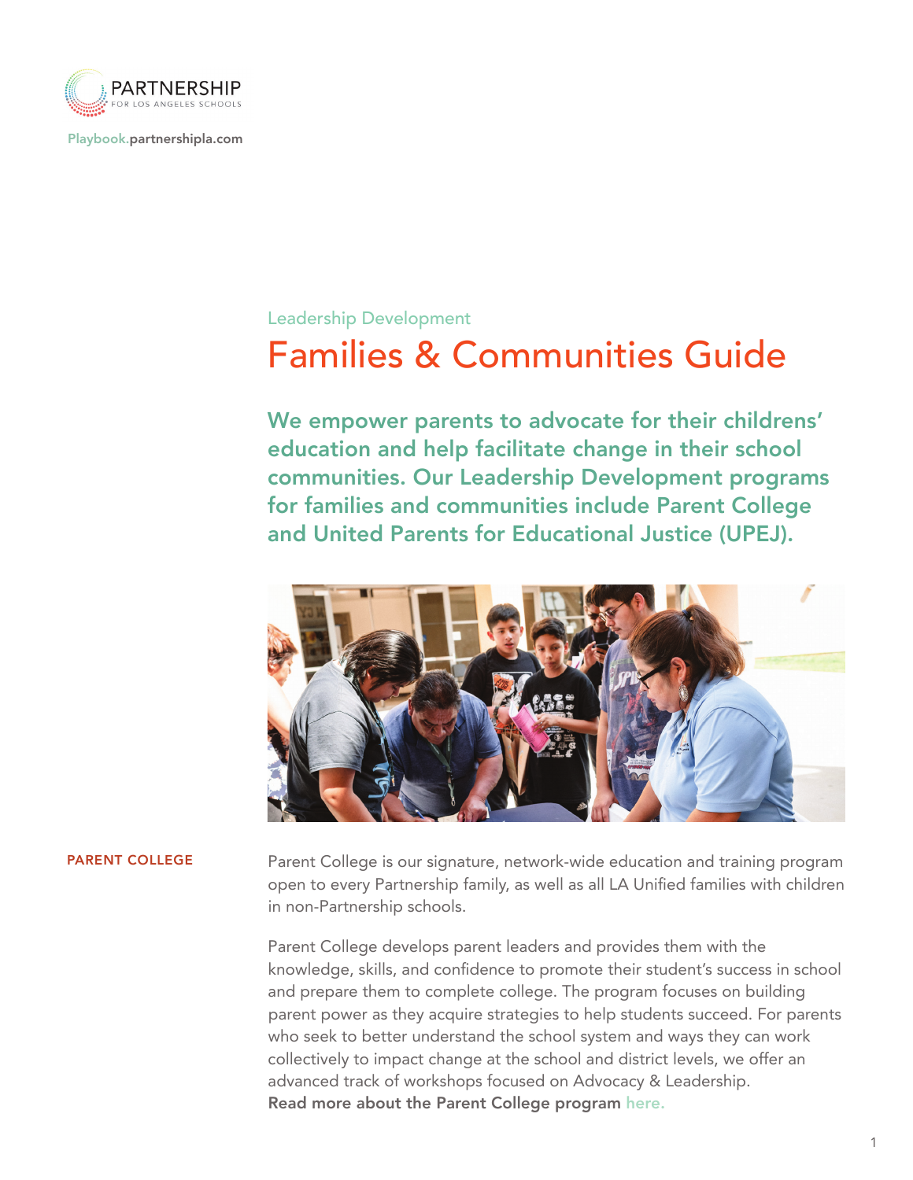PARTNERSHIP FOR LOS ANGELES SCHOOLS

Playbook.partnershipla.com

Leadership Development

# Families & Communities Guide

**We empower parents to advocate for their childrens' education and help facilitate change in their school communities. Our Leadership Development programs for families and communities include Parent College and United Parents for Educational Justice (UPEJ).**

## PARENT COLLEGE

Parent College is our signature, network-wide education and training program open to every Partnership family, as well as all LA Unified families with children in non-Partnership schools.

Parent College develops parent leaders and provides them with the knowledge, skills, and confidence to promote their student's success in school and prepare them to complete college. The program focuses on building parent power as they acquire strategies to help students succeed. For parents who seek to better understand the school system and ways they can work collectively to impact change at the school and district levels, we offer an advanced track of workshops focused on Advocacy & Leadership.
**Read more about the Parent College program** here.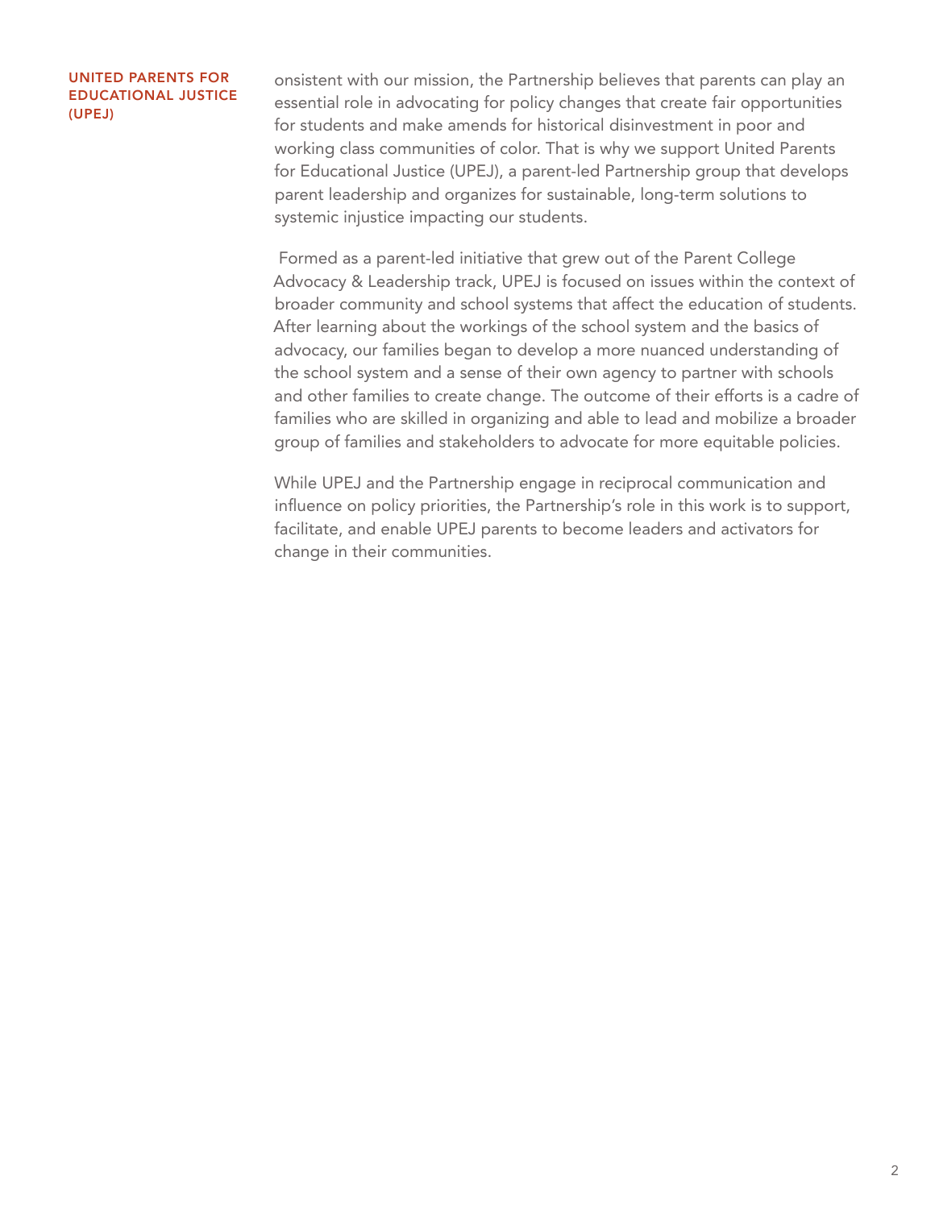## UNITED PARENTS FOR EDUCATIONAL JUSTICE (UPEJ)

onsistent with our mission, the Partnership believes that parents can play an essential role in advocating for policy changes that create fair opportunities for students and make amends for historical disinvestment in poor and working class communities of color. That is why we support United Parents for Educational Justice (UPEJ), a parent-led Partnership group that develops parent leadership and organizes for sustainable, long-term solutions to systemic injustice impacting our students.

Formed as a parent-led initiative that grew out of the Parent College Advocacy & Leadership track, UPEJ is focused on issues within the context of broader community and school systems that affect the education of students. After learning about the workings of the school system and the basics of advocacy, our families began to develop a more nuanced understanding of the school system and a sense of their own agency to partner with schools and other families to create change. The outcome of their efforts is a cadre of families who are skilled in organizing and able to lead and mobilize a broader group of families and stakeholders to advocate for more equitable policies.

While UPEJ and the Partnership engage in reciprocal communication and influence on policy priorities, the Partnership's role in this work is to support, facilitate, and enable UPEJ parents to become leaders and activators for change in their communities.